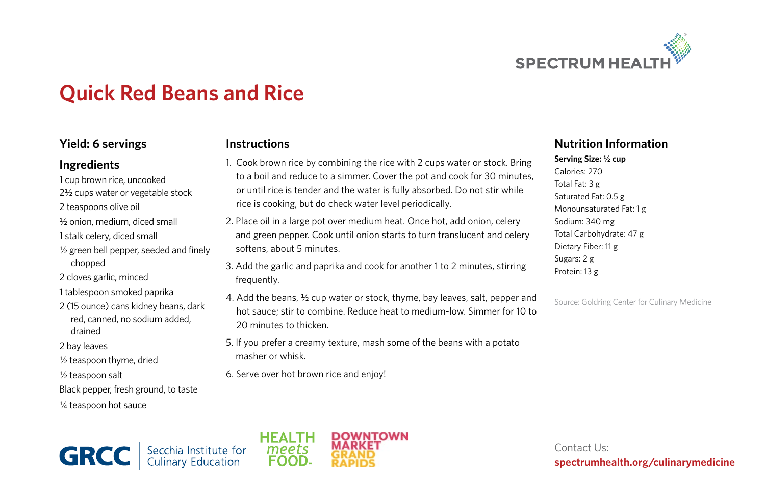# Quick Red Beans and Rice

## Yield: 6 servings

## Ingredients

1 cup brown rice, uncooked
2½ cups water or vegetable stock
2 teaspoons olive oil
½ onion, medium, diced small
1 stalk celery, diced small
½ green bell pepper, seeded and finely chopped
2 cloves garlic, minced
1 tablespoon smoked paprika
2 (15 ounce) cans kidney beans, dark red, canned, no sodium added, drained
2 bay leaves
½ teaspoon thyme, dried
½ teaspoon salt
Black pepper, fresh ground, to taste
¼ teaspoon hot sauce

## Instructions

1. Cook brown rice by combining the rice with 2 cups water or stock. Bring to a boil and reduce to a simmer. Cover the pot and cook for 30 minutes, or until rice is tender and the water is fully absorbed. Do not stir while rice is cooking, but do check water level periodically.
2. Place oil in a large pot over medium heat. Once hot, add onion, celery and green pepper. Cook until onion starts to turn translucent and celery softens, about 5 minutes.
3. Add the garlic and paprika and cook for another 1 to 2 minutes, stirring frequently.
4. Add the beans, ½ cup water or stock, thyme, bay leaves, salt, pepper and hot sauce; stir to combine. Reduce heat to medium-low. Simmer for 10 to 20 minutes to thicken.
5. If you prefer a creamy texture, mash some of the beans with a potato masher or whisk.
6. Serve over hot brown rice and enjoy!

## Nutrition Information

**Serving Size: ½ cup**
Calories: 270
Total Fat: 3 g
Saturated Fat: 0.5 g
Monounsaturated Fat: 1 g
Sodium: 340 mg
Total Carbohydrate: 47 g
Dietary Fiber: 11 g
Sugars: 2 g
Protein: 13 g

Source: Goldring Center for Culinary Medicine

Contact Us:
**spectrumhealth.org/culinarymedicine**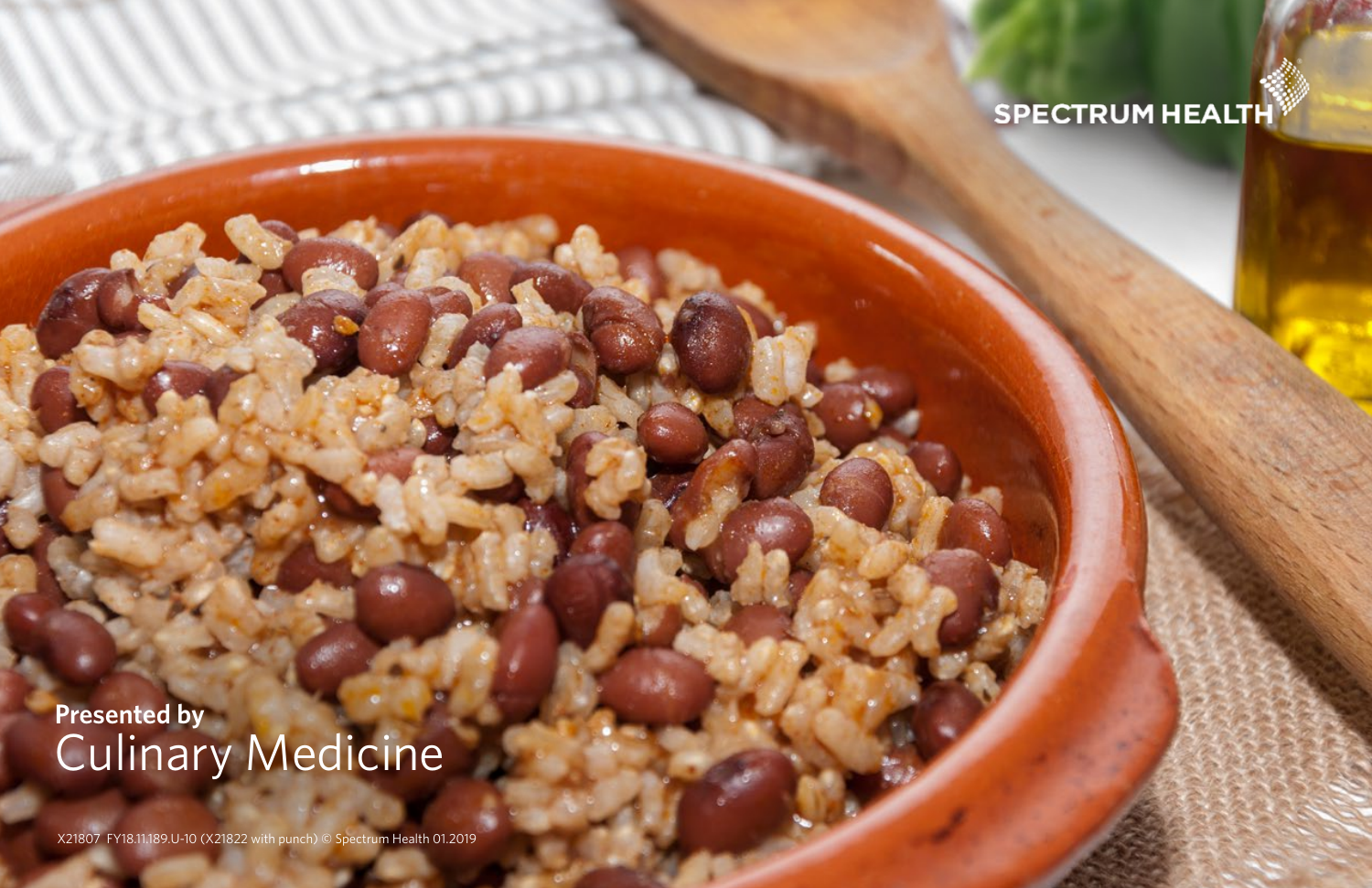SPECTRUM HEALTH

Presented by
Culinary Medicine

X21807 FY18.11.189.U-10 (X21822 with punch) © Spectrum Health 01.2019